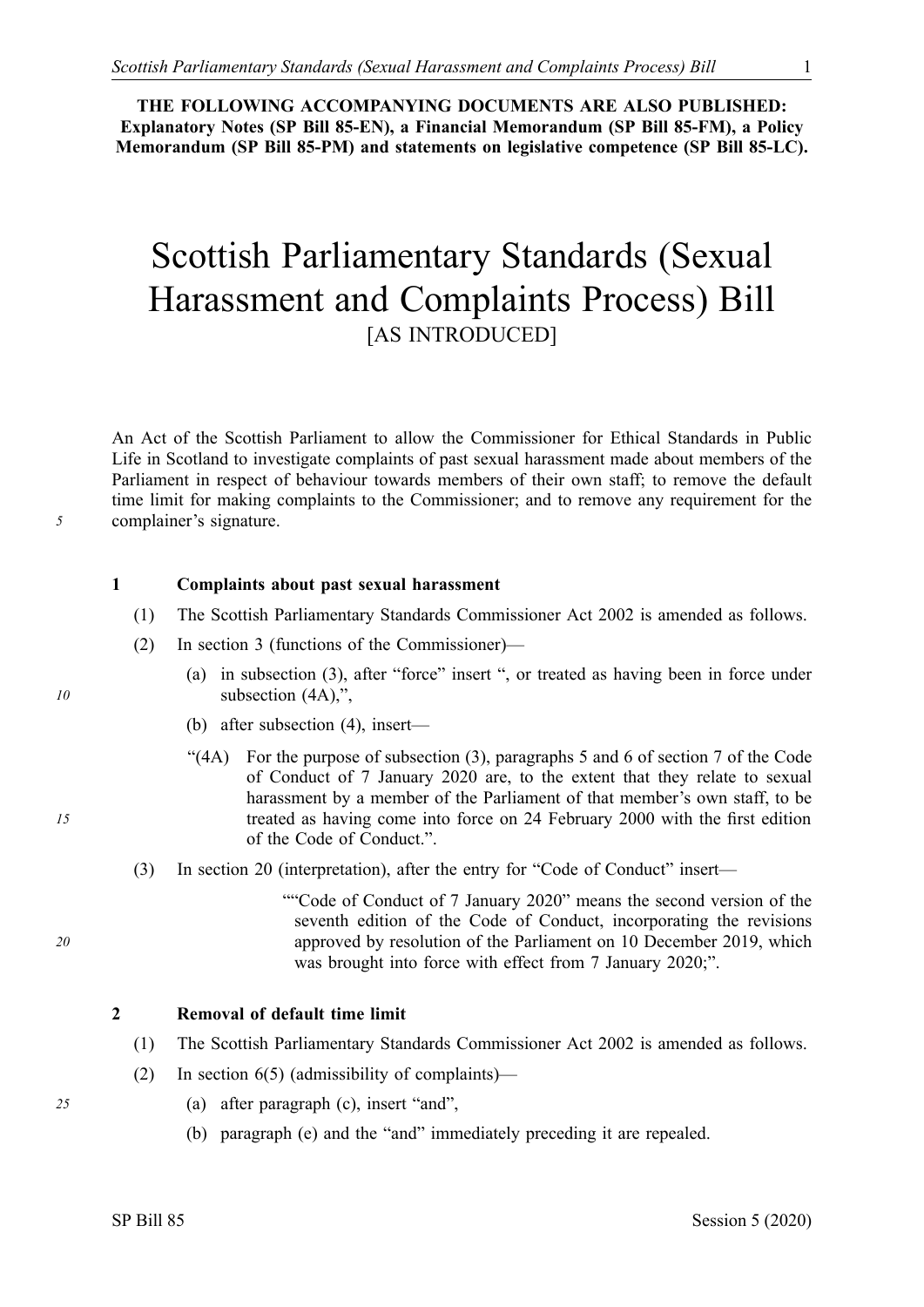**THE FOLLOWING ACCOMPANYING DOCUMENTS ARE ALSO PUBLISHED: Explanatory Notes (SP Bill 85-EN), a Financial Memorandum (SP Bill 85-FM), a Policy Memorandum (SP Bill 85-PM) and statements on legislative competence (SP Bill 85-LC).**

# Scottish Parliamentary Standards (Sexual Harassment and Complaints Process) Bill

[AS INTRODUCED]

An Act of the Scottish Parliament to allow the Commissioner for Ethical Standards in Public Life in Scotland to investigate complaints of past sexual harassment made about members of the Parliament in respect of behaviour towards members of their own staff; to remove the default time limit for making complaints to the Commissioner; and to remove any requirement for the complainer's signature.

### 1 Complaints about past sexual harassment

(1) The Scottish Parliamentary Standards Commissioner Act 2002 is amended as follows.

(2) In section 3 (functions of the Commissioner)—

(a) in subsection (3), after "force" insert ", or treated as having been in force under subsection (4A),",

(b) after subsection (4), insert—

"(4A) For the purpose of subsection (3), paragraphs 5 and 6 of section 7 of the Code of Conduct of 7 January 2020 are, to the extent that they relate to sexual harassment by a member of the Parliament of that member's own staff, to be treated as having come into force on 24 February 2000 with the first edition of the Code of Conduct.".

(3) In section 20 (interpretation), after the entry for "Code of Conduct" insert—

""Code of Conduct of 7 January 2020" means the second version of the seventh edition of the Code of Conduct, incorporating the revisions approved by resolution of the Parliament on 10 December 2019, which was brought into force with effect from 7 January 2020;".

### 2 Removal of default time limit

(1) The Scottish Parliamentary Standards Commissioner Act 2002 is amended as follows.

(2) In section 6(5) (admissibility of complaints)—

(a) after paragraph (c), insert "and",

(b) paragraph (e) and the "and" immediately preceding it are repealed.

SP Bill 85 Session 5 (2020)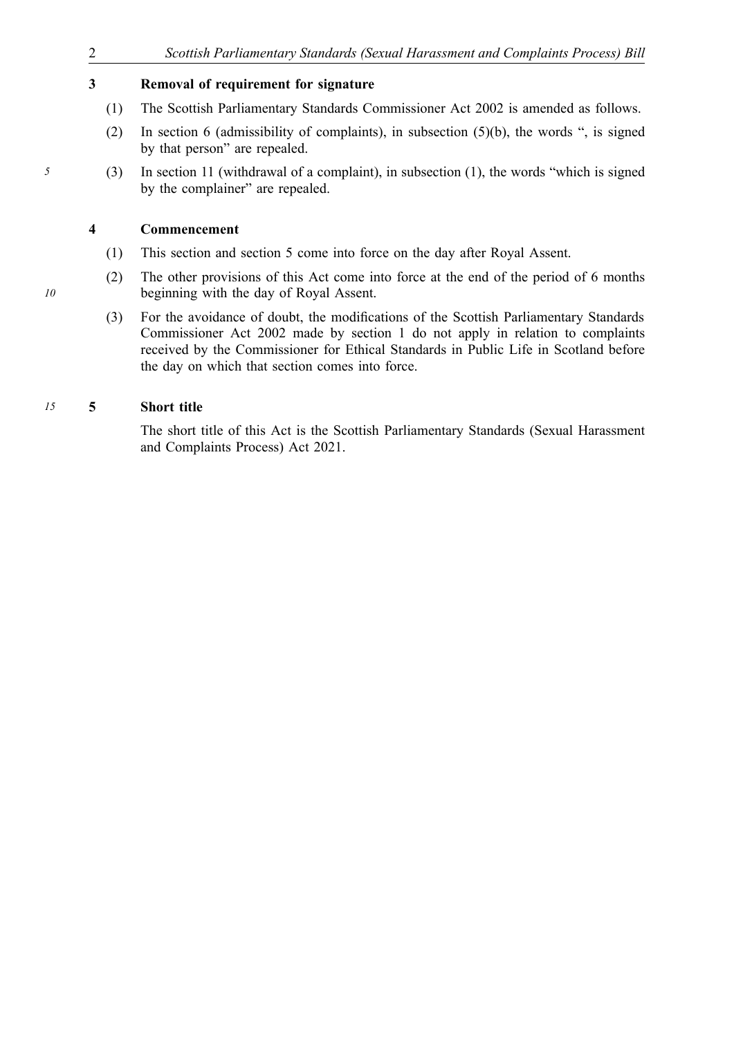### 3 Removal of requirement for signature

(1) The Scottish Parliamentary Standards Commissioner Act 2002 is amended as follows.

(2) In section 6 (admissibility of complaints), in subsection (5)(b), the words ", is signed by that person" are repealed.

(3) In section 11 (withdrawal of a complaint), in subsection (1), the words "which is signed by the complainer" are repealed.

### 4 Commencement

(1) This section and section 5 come into force on the day after Royal Assent.

(2) The other provisions of this Act come into force at the end of the period of 6 months beginning with the day of Royal Assent.

(3) For the avoidance of doubt, the modifications of the Scottish Parliamentary Standards Commissioner Act 2002 made by section 1 do not apply in relation to complaints received by the Commissioner for Ethical Standards in Public Life in Scotland before the day on which that section comes into force.

### 5 Short title

The short title of this Act is the Scottish Parliamentary Standards (Sexual Harassment and Complaints Process) Act 2021.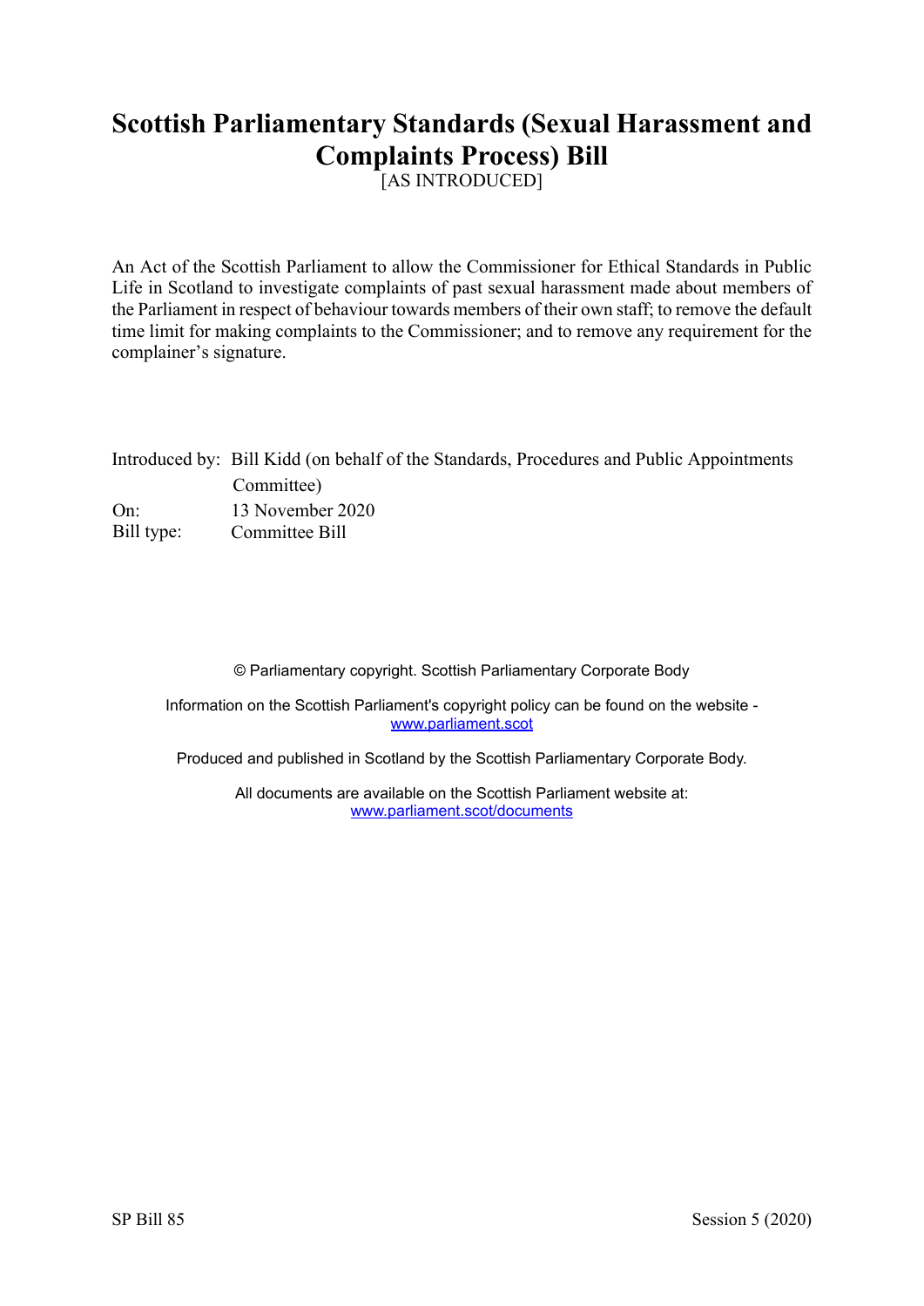# Scottish Parliamentary Standards (Sexual Harassment and Complaints Process) Bill

[AS INTRODUCED]

An Act of the Scottish Parliament to allow the Commissioner for Ethical Standards in Public Life in Scotland to investigate complaints of past sexual harassment made about members of the Parliament in respect of behaviour towards members of their own staff; to remove the default time limit for making complaints to the Commissioner; and to remove any requirement for the complainer's signature.

| | |
|---|---|
| Introduced by: | Bill Kidd (on behalf of the Standards, Procedures and Public Appointments Committee) |
| On: | 13 November 2020 |
| Bill type: | Committee Bill |

© Parliamentary copyright. Scottish Parliamentary Corporate Body

Information on the Scottish Parliament's copyright policy can be found on the website - www.parliament.scot

Produced and published in Scotland by the Scottish Parliamentary Corporate Body.

All documents are available on the Scottish Parliament website at: www.parliament.scot/documents

SP Bill 85 Session 5 (2020)